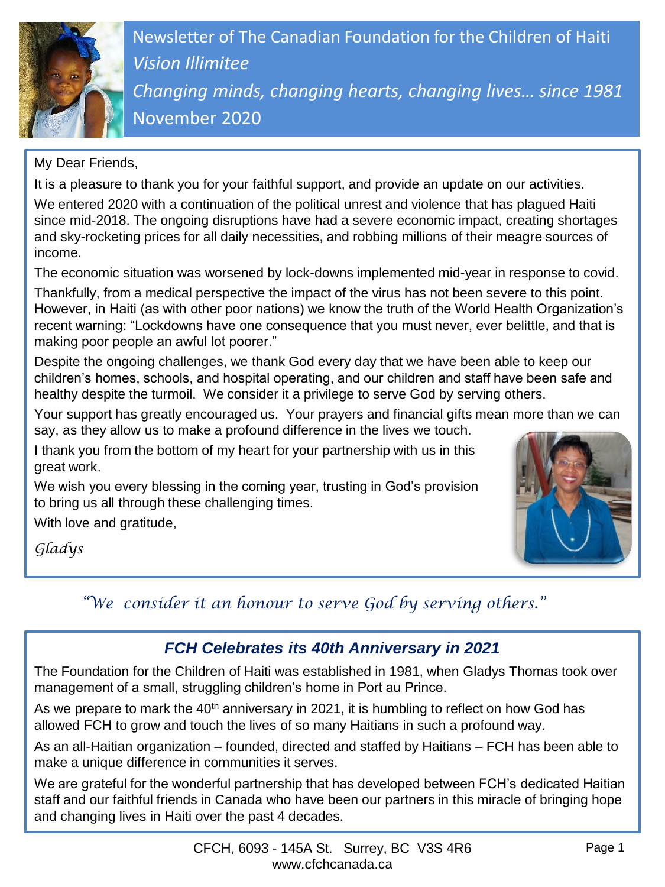# Newsletter of The Canadian Foundation for the Children of Haiti

*Vision Illimitee*

*Changing minds, changing hearts, changing lives… since 1981*

November 2020

My Dear Friends,

It is a pleasure to thank you for your faithful support, and provide an update on our activities.

We entered 2020 with a continuation of the political unrest and violence that has plagued Haiti since mid-2018. The ongoing disruptions have had a severe economic impact, creating shortages and sky-rocketing prices for all daily necessities, and robbing millions of their meagre sources of income.

The economic situation was worsened by lock-downs implemented mid-year in response to covid.

Thankfully, from a medical perspective the impact of the virus has not been severe to this point. However, in Haiti (as with other poor nations) we know the truth of the World Health Organization's recent warning: "Lockdowns have one consequence that you must never, ever belittle, and that is making poor people an awful lot poorer."

Despite the ongoing challenges, we thank God every day that we have been able to keep our children's homes, schools, and hospital operating, and our children and staff have been safe and healthy despite the turmoil. We consider it a privilege to serve God by serving others.

Your support has greatly encouraged us. Your prayers and financial gifts mean more than we can say, as they allow us to make a profound difference in the lives we touch.

I thank you from the bottom of my heart for your partnership with us in this great work.

We wish you every blessing in the coming year, trusting in God's provision to bring us all through these challenging times.

With love and gratitude,

*Gladys*

*"We consider it an honour to serve God by serving others."*

## *FCH Celebrates its 40th Anniversary in 2021*

The Foundation for the Children of Haiti was established in 1981, when Gladys Thomas took over management of a small, struggling children's home in Port au Prince.

As we prepare to mark the 40th anniversary in 2021, it is humbling to reflect on how God has allowed FCH to grow and touch the lives of so many Haitians in such a profound way.

As an all-Haitian organization – founded, directed and staffed by Haitians – FCH has been able to make a unique difference in communities it serves.

We are grateful for the wonderful partnership that has developed between FCH's dedicated Haitian staff and our faithful friends in Canada who have been our partners in this miracle of bringing hope and changing lives in Haiti over the past 4 decades.

CFCH, 6093 - 145A St. Surrey, BC V3S 4R6
www.cfchcanada.ca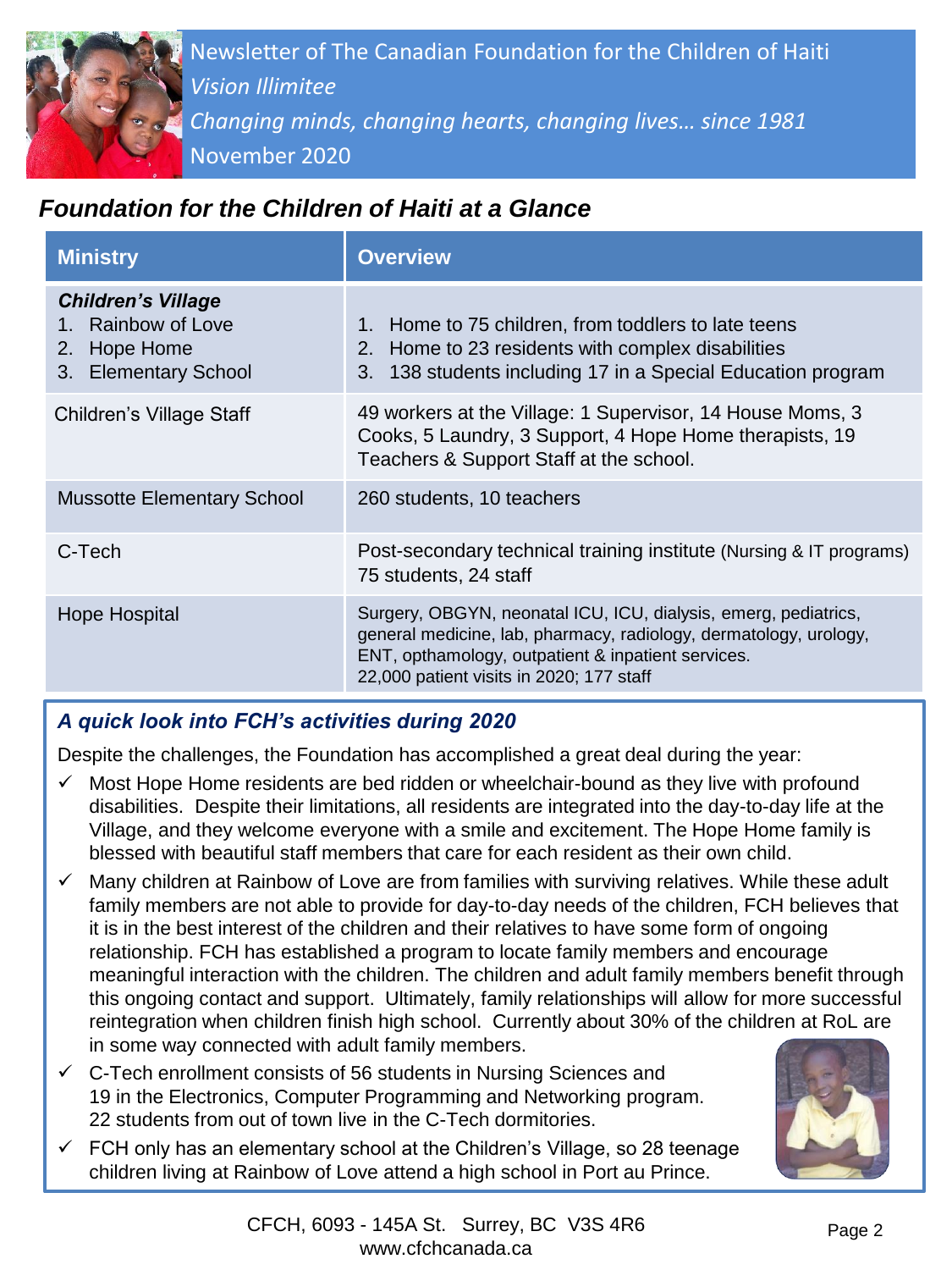Newsletter of The Canadian Foundation for the Children of Haiti
*Vision Illimitee*
*Changing minds, changing hearts, changing lives… since 1981*
November 2020

## *Foundation for the Children of Haiti at a Glance*

| Ministry | Overview |
|---|---|
| ***Children's Village***<br>1. Rainbow of Love<br>2. Hope Home<br>3. Elementary School | 1. Home to 75 children, from toddlers to late teens<br>2. Home to 23 residents with complex disabilities<br>3. 138 students including 17 in a Special Education program |
| Children's Village Staff | 49 workers at the Village: 1 Supervisor, 14 House Moms, 3 Cooks, 5 Laundry, 3 Support, 4 Hope Home therapists, 19 Teachers & Support Staff at the school. |
| Mussotte Elementary School | 260 students, 10 teachers |
| C-Tech | Post-secondary technical training institute (Nursing & IT programs)<br>75 students, 24 staff |
| Hope Hospital | Surgery, OBGYN, neonatal ICU, ICU, dialysis, emerg, pediatrics, general medicine, lab, pharmacy, radiology, dermatology, urology, ENT, opthamology, outpatient & inpatient services.<br>22,000 patient visits in 2020; 177 staff |

### *A quick look into FCH's activities during 2020*

Despite the challenges, the Foundation has accomplished a great deal during the year:

- ✓ Most Hope Home residents are bed ridden or wheelchair-bound as they live with profound disabilities. Despite their limitations, all residents are integrated into the day-to-day life at the Village, and they welcome everyone with a smile and excitement. The Hope Home family is blessed with beautiful staff members that care for each resident as their own child.
- ✓ Many children at Rainbow of Love are from families with surviving relatives. While these adult family members are not able to provide for day-to-day needs of the children, FCH believes that it is in the best interest of the children and their relatives to have some form of ongoing relationship. FCH has established a program to locate family members and encourage meaningful interaction with the children. The children and adult family members benefit through this ongoing contact and support. Ultimately, family relationships will allow for more successful reintegration when children finish high school. Currently about 30% of the children at RoL are in some way connected with adult family members.
- ✓ C-Tech enrollment consists of 56 students in Nursing Sciences and 19 in the Electronics, Computer Programming and Networking program. 22 students from out of town live in the C-Tech dormitories.
- ✓ FCH only has an elementary school at the Children's Village, so 28 teenage children living at Rainbow of Love attend a high school in Port au Prince.

CFCH, 6093 - 145A St. Surrey, BC V3S 4R6
www.cfchcanada.ca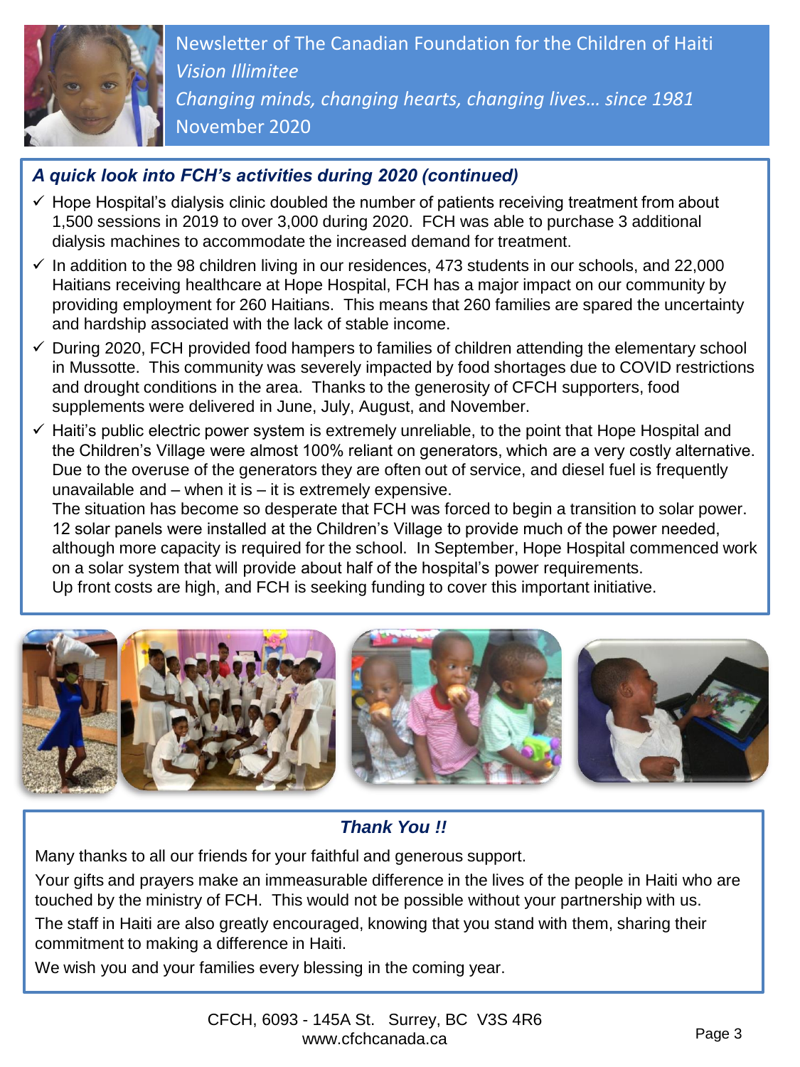Newsletter of The Canadian Foundation for the Children of Haiti

*Vision Illimitee*

*Changing minds, changing hearts, changing lives… since 1981*

November 2020

## *A quick look into FCH's activities during 2020 (continued)*

- Hope Hospital's dialysis clinic doubled the number of patients receiving treatment from about 1,500 sessions in 2019 to over 3,000 during 2020. FCH was able to purchase 3 additional dialysis machines to accommodate the increased demand for treatment.
- In addition to the 98 children living in our residences, 473 students in our schools, and 22,000 Haitians receiving healthcare at Hope Hospital, FCH has a major impact on our community by providing employment for 260 Haitians. This means that 260 families are spared the uncertainty and hardship associated with the lack of stable income.
- During 2020, FCH provided food hampers to families of children attending the elementary school in Mussotte. This community was severely impacted by food shortages due to COVID restrictions and drought conditions in the area. Thanks to the generosity of CFCH supporters, food supplements were delivered in June, July, August, and November.
- Haiti's public electric power system is extremely unreliable, to the point that Hope Hospital and the Children's Village were almost 100% reliant on generators, which are a very costly alternative. Due to the overuse of the generators they are often out of service, and diesel fuel is frequently unavailable and – when it is – it is extremely expensive.
  The situation has become so desperate that FCH was forced to begin a transition to solar power. 12 solar panels were installed at the Children's Village to provide much of the power needed, although more capacity is required for the school. In September, Hope Hospital commenced work on a solar system that will provide about half of the hospital's power requirements.
  Up front costs are high, and FCH is seeking funding to cover this important initiative.

## *Thank You !!*

Many thanks to all our friends for your faithful and generous support.

Your gifts and prayers make an immeasurable difference in the lives of the people in Haiti who are touched by the ministry of FCH. This would not be possible without your partnership with us.

The staff in Haiti are also greatly encouraged, knowing that you stand with them, sharing their commitment to making a difference in Haiti.

We wish you and your families every blessing in the coming year.

CFCH, 6093 - 145A St. Surrey, BC V3S 4R6
www.cfchcanada.ca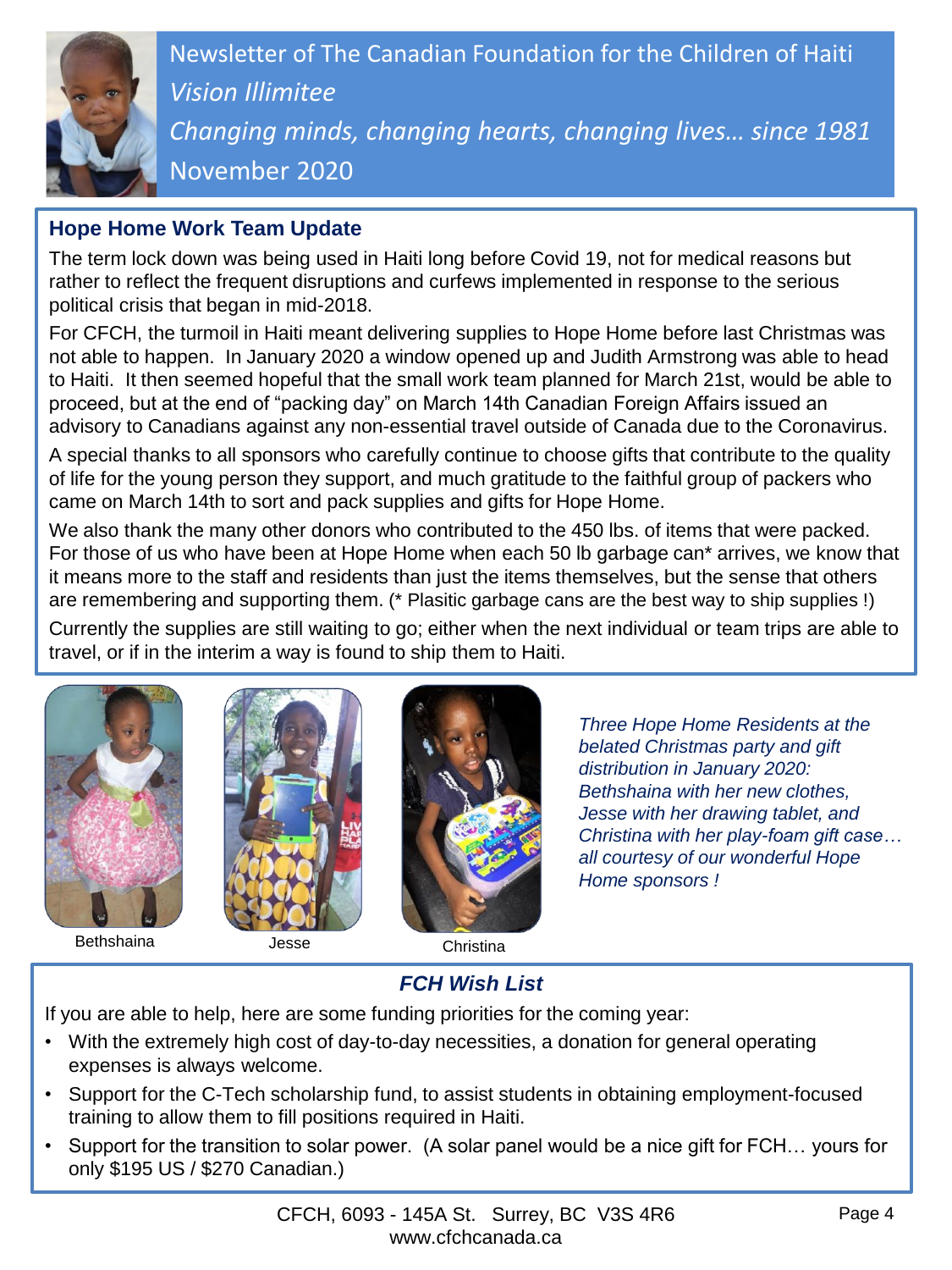Newsletter of The Canadian Foundation for the Children of Haiti

*Vision Illimitee*

*Changing minds, changing hearts, changing lives… since 1981*

November 2020

## Hope Home Work Team Update

The term lock down was being used in Haiti long before Covid 19, not for medical reasons but rather to reflect the frequent disruptions and curfews implemented in response to the serious political crisis that began in mid-2018.

For CFCH, the turmoil in Haiti meant delivering supplies to Hope Home before last Christmas was not able to happen. In January 2020 a window opened up and Judith Armstrong was able to head to Haiti. It then seemed hopeful that the small work team planned for March 21st, would be able to proceed, but at the end of "packing day" on March 14th Canadian Foreign Affairs issued an advisory to Canadians against any non-essential travel outside of Canada due to the Coronavirus.

A special thanks to all sponsors who carefully continue to choose gifts that contribute to the quality of life for the young person they support, and much gratitude to the faithful group of packers who came on March 14th to sort and pack supplies and gifts for Hope Home.

We also thank the many other donors who contributed to the 450 lbs. of items that were packed. For those of us who have been at Hope Home when each 50 lb garbage can* arrives, we know that it means more to the staff and residents than just the items themselves, but the sense that others are remembering and supporting them. (* Plasitic garbage cans are the best way to ship supplies !)

Currently the supplies are still waiting to go; either when the next individual or team trips are able to travel, or if in the interim a way is found to ship them to Haiti.

Bethshaina

Jesse

Christina

*Three Hope Home Residents at the belated Christmas party and gift distribution in January 2020: Bethshaina with her new clothes, Jesse with her drawing tablet, and Christina with her play-foam gift case… all courtesy of our wonderful Hope Home sponsors !*

## *FCH Wish List*

If you are able to help, here are some funding priorities for the coming year:

- With the extremely high cost of day-to-day necessities, a donation for general operating expenses is always welcome.
- Support for the C-Tech scholarship fund, to assist students in obtaining employment-focused training to allow them to fill positions required in Haiti.
- Support for the transition to solar power. (A solar panel would be a nice gift for FCH… yours for only $195 US / $270 Canadian.)

CFCH, 6093 - 145A St. Surrey, BC V3S 4R6
www.cfchcanada.ca